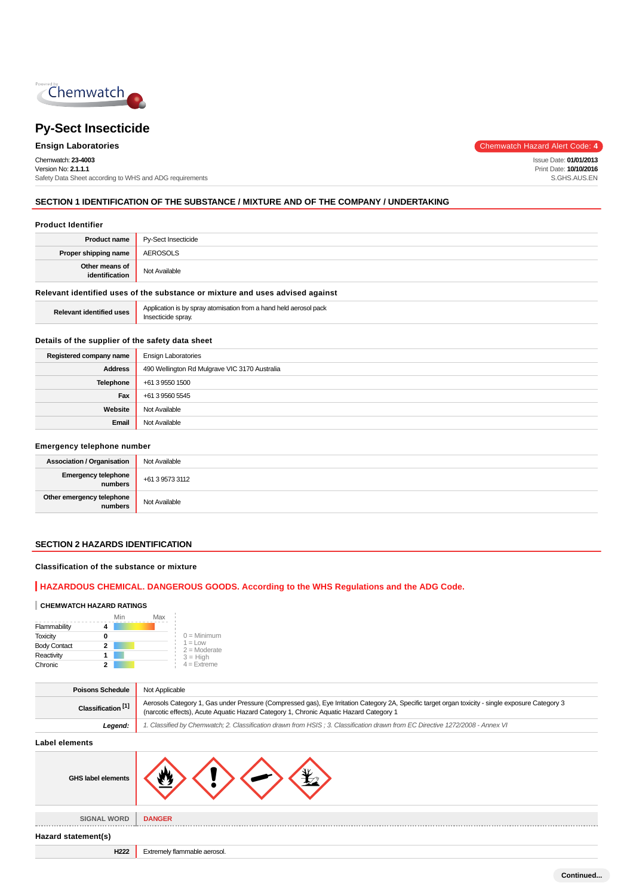# Py-Sect Insecticide

**Ensign Laboratories**

Chemwatch Hazard Alert Code: **4**

Chemwatch: **23-4003**
Version No: **2.1.1.1**
Safety Data Sheet according to WHS and ADG requirements

Issue Date: **01/01/2013**
Print Date: **10/10/2016**
S.GHS.AUS.EN

## SECTION 1 IDENTIFICATION OF THE SUBSTANCE / MIXTURE AND OF THE COMPANY / UNDERTAKING

### Product Identifier

| | |
|---|---|
| **Product name** | Py-Sect Insecticide |
| **Proper shipping name** | AEROSOLS |
| **Other means of identification** | Not Available |

### Relevant identified uses of the substance or mixture and uses advised against

| | |
|---|---|
| **Relevant identified uses** | Application is by spray atomisation from a hand held aerosol pack<br>Insecticide spray. |

### Details of the supplier of the safety data sheet

| | |
|---|---|
| **Registered company name** | Ensign Laboratories |
| **Address** | 490 Wellington Rd Mulgrave VIC 3170 Australia |
| **Telephone** | +61 3 9550 1500 |
| **Fax** | +61 3 9560 5545 |
| **Website** | Not Available |
| **Email** | Not Available |

### Emergency telephone number

| | |
|---|---|
| **Association / Organisation** | Not Available |
| **Emergency telephone numbers** | +61 3 9573 3112 |
| **Other emergency telephone numbers** | Not Available |

## SECTION 2 HAZARDS IDENTIFICATION

### Classification of the substance or mixture

**HAZARDOUS CHEMICAL. DANGEROUS GOODS. According to the WHS Regulations and the ADG Code.**

**CHEMWATCH HAZARD RATINGS**

| | Rating |
|---|---|
| Flammability | 4 |
| Toxicity | 0 |
| Body Contact | 2 |
| Reactivity | 1 |
| Chronic | 2 |

0 = Minimum
1 = Low
2 = Moderate
3 = High
4 = Extreme

| | |
|---|---|
| **Poisons Schedule** | Not Applicable |
| **Classification [1]** | Aerosols Category 1, Gas under Pressure (Compressed gas), Eye Irritation Category 2A, Specific target organ toxicity - single exposure Category 3 (narcotic effects), Acute Aquatic Hazard Category 1, Chronic Aquatic Hazard Category 1 |
| ***Legend:*** | *1. Classified by Chemwatch; 2. Classification drawn from HSIS ; 3. Classification drawn from EC Directive 1272/2008 - Annex VI* |

### Label elements

| | |
|---|---|
| **GHS label elements** | |
| **SIGNAL WORD** | **DANGER** |

### Hazard statement(s)

| | |
|---|---|
| **H222** | Extremely flammable aerosol. |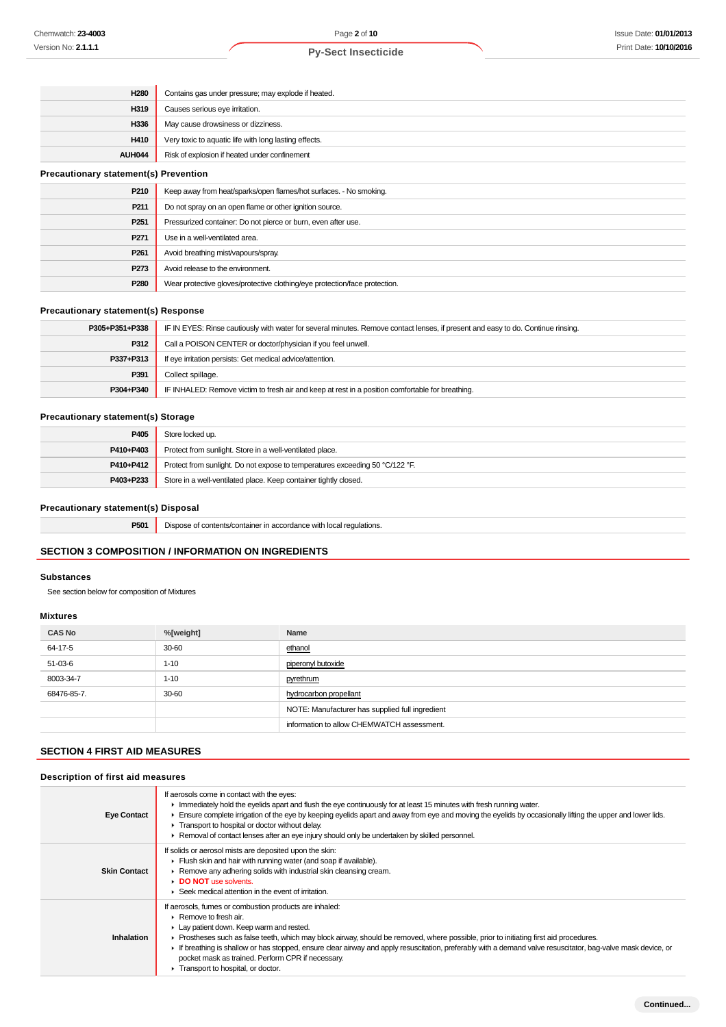| | |
|---|---|
| **H280** | Contains gas under pressure; may explode if heated. |
| **H319** | Causes serious eye irritation. |
| **H336** | May cause drowsiness or dizziness. |
| **H410** | Very toxic to aquatic life with long lasting effects. |
| **AUH044** | Risk of explosion if heated under confinement |

### Precautionary statement(s) Prevention

| | |
|---|---|
| **P210** | Keep away from heat/sparks/open flames/hot surfaces. - No smoking. |
| **P211** | Do not spray on an open flame or other ignition source. |
| **P251** | Pressurized container: Do not pierce or burn, even after use. |
| **P271** | Use in a well-ventilated area. |
| **P261** | Avoid breathing mist/vapours/spray. |
| **P273** | Avoid release to the environment. |
| **P280** | Wear protective gloves/protective clothing/eye protection/face protection. |

### Precautionary statement(s) Response

| | |
|---|---|
| **P305+P351+P338** | IF IN EYES: Rinse cautiously with water for several minutes. Remove contact lenses, if present and easy to do. Continue rinsing. |
| **P312** | Call a POISON CENTER or doctor/physician if you feel unwell. |
| **P337+P313** | If eye irritation persists: Get medical advice/attention. |
| **P391** | Collect spillage. |
| **P304+P340** | IF INHALED: Remove victim to fresh air and keep at rest in a position comfortable for breathing. |

### Precautionary statement(s) Storage

| | |
|---|---|
| **P405** | Store locked up. |
| **P410+P403** | Protect from sunlight. Store in a well-ventilated place. |
| **P410+P412** | Protect from sunlight. Do not expose to temperatures exceeding 50 °C/122 °F. |
| **P403+P233** | Store in a well-ventilated place. Keep container tightly closed. |

### Precautionary statement(s) Disposal

| | |
|---|---|
| **P501** | Dispose of contents/container in accordance with local regulations. |

## SECTION 3 COMPOSITION / INFORMATION ON INGREDIENTS

### Substances

See section below for composition of Mixtures

### Mixtures

| CAS No | %[weight] | Name |
|---|---|---|
| 64-17-5 | 30-60 | ethanol |
| 51-03-6 | 1-10 | piperonyl butoxide |
| 8003-34-7 | 1-10 | pyrethrum |
| 68476-85-7. | 30-60 | hydrocarbon propellant |
| | | NOTE: Manufacturer has supplied full ingredient |
| | | information to allow CHEMWATCH assessment. |

## SECTION 4 FIRST AID MEASURES

### Description of first aid measures

| | |
|---|---|
| **Eye Contact** | If aerosols come in contact with the eyes: <br>▸ Immediately hold the eyelids apart and flush the eye continuously for at least 15 minutes with fresh running water. <br>▸ Ensure complete irrigation of the eye by keeping eyelids apart and away from eye and moving the eyelids by occasionally lifting the upper and lower lids. <br>▸ Transport to hospital or doctor without delay. <br>▸ Removal of contact lenses after an eye injury should only be undertaken by skilled personnel. |
| **Skin Contact** | If solids or aerosol mists are deposited upon the skin: <br>▸ Flush skin and hair with running water (and soap if available). <br>▸ Remove any adhering solids with industrial skin cleansing cream. <br>▸ **DO NOT** use solvents. <br>▸ Seek medical attention in the event of irritation. |
| **Inhalation** | If aerosols, fumes or combustion products are inhaled: <br>▸ Remove to fresh air. <br>▸ Lay patient down. Keep warm and rested. <br>▸ Prostheses such as false teeth, which may block airway, should be removed, where possible, prior to initiating first aid procedures. <br>▸ If breathing is shallow or has stopped, ensure clear airway and apply resuscitation, preferably with a demand valve resuscitator, bag-valve mask device, or pocket mask as trained. Perform CPR if necessary. <br>▸ Transport to hospital, or doctor. |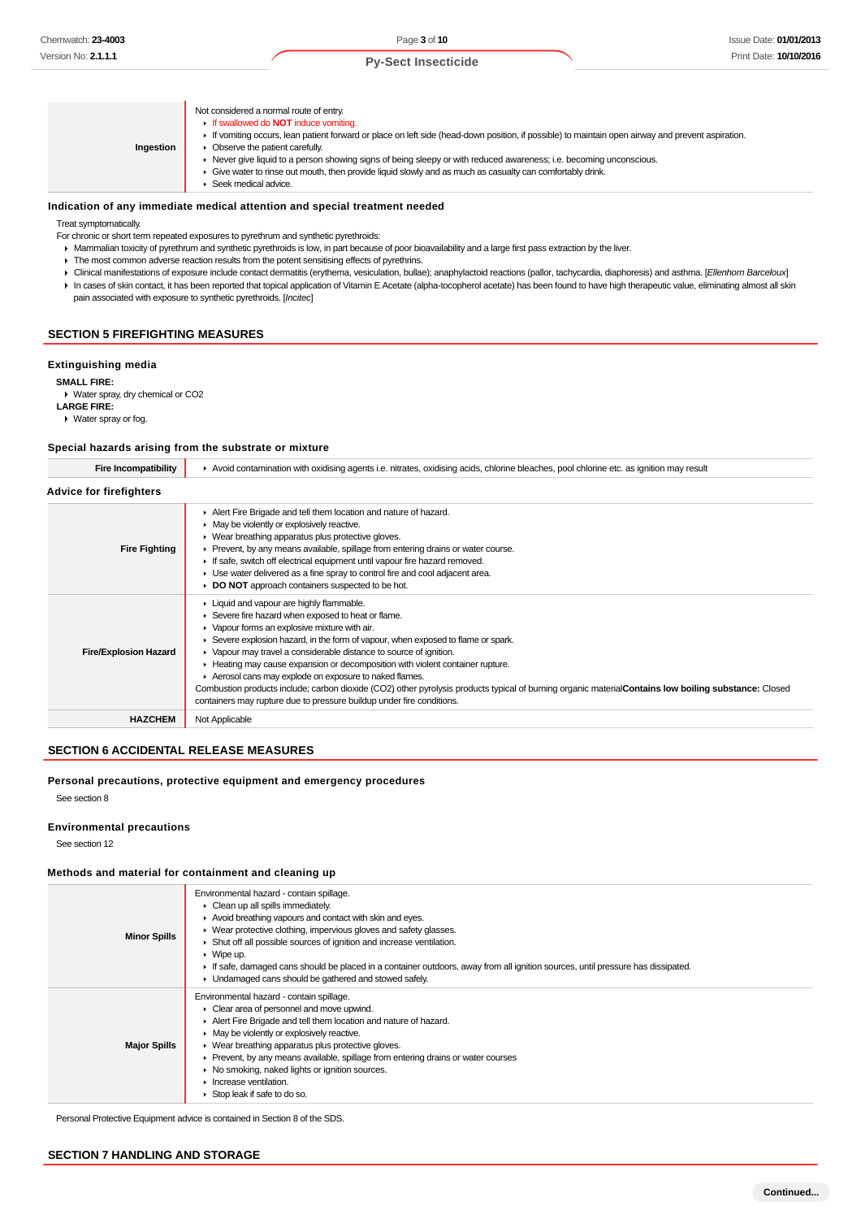| | |
|---|---|
| **Ingestion** | Not considered a normal route of entry.<br>▸ If swallowed do **NOT** induce vomiting.<br>▸ If vomiting occurs, lean patient forward or place on left side (head-down position, if possible) to maintain open airway and prevent aspiration.<br>▸ Observe the patient carefully.<br>▸ Never give liquid to a person showing signs of being sleepy or with reduced awareness; i.e. becoming unconscious.<br>▸ Give water to rinse out mouth, then provide liquid slowly and as much as casualty can comfortably drink.<br>▸ Seek medical advice. |

### Indication of any immediate medical attention and special treatment needed

Treat symptomatically.

For chronic or short term repeated exposures to pyrethrum and synthetic pyrethroids:

- Mammalian toxicity of pyrethrum and synthetic pyrethroids is low, in part because of poor bioavailability and a large first pass extraction by the liver.
- The most common adverse reaction results from the potent sensitising effects of pyrethrins.
- Clinical manifestations of exposure include contact dermatitis (erythema, vesiculation, bullae); anaphylactoid reactions (pallor, tachycardia, diaphoresis) and asthma. [*Ellenhorn Barceloux*]
- In cases of skin contact, it has been reported that topical application of Vitamin E Acetate (alpha-tocopherol acetate) has been found to have high therapeutic value, eliminating almost all skin pain associated with exposure to synthetic pyrethroids. [*Incitec*]

## SECTION 5 FIREFIGHTING MEASURES

### Extinguishing media

**SMALL FIRE:**

- Water spray, dry chemical or $CO_2$

**LARGE FIRE:**

- Water spray or fog.

### Special hazards arising from the substrate or mixture

| | |
|---|---|
| **Fire Incompatibility** | ▸ Avoid contamination with oxidising agents i.e. nitrates, oxidising acids, chlorine bleaches, pool chlorine etc. as ignition may result |

### Advice for firefighters

| | |
|---|---|
| **Fire Fighting** | ▸ Alert Fire Brigade and tell them location and nature of hazard.<br>▸ May be violently or explosively reactive.<br>▸ Wear breathing apparatus plus protective gloves.<br>▸ Prevent, by any means available, spillage from entering drains or water course.<br>▸ If safe, switch off electrical equipment until vapour fire hazard removed.<br>▸ Use water delivered as a fine spray to control fire and cool adjacent area.<br>▸ **DO NOT** approach containers suspected to be hot. |
| **Fire/Explosion Hazard** | ▸ Liquid and vapour are highly flammable.<br>▸ Severe fire hazard when exposed to heat or flame.<br>▸ Vapour forms an explosive mixture with air.<br>▸ Severe explosion hazard, in the form of vapour, when exposed to flame or spark.<br>▸ Vapour may travel a considerable distance to source of ignition.<br>▸ Heating may cause expansion or decomposition with violent container rupture.<br>▸ Aerosol cans may explode on exposure to naked flames.<br>Combustion products include; carbon dioxide ($CO_2$) other pyrolysis products typical of burning organic material**Contains low boiling substance:** Closed containers may rupture due to pressure buildup under fire conditions. |
| **HAZCHEM** | Not Applicable |

## SECTION 6 ACCIDENTAL RELEASE MEASURES

### Personal precautions, protective equipment and emergency procedures

See section 8

### Environmental precautions

See section 12

### Methods and material for containment and cleaning up

| | |
|---|---|
| **Minor Spills** | Environmental hazard - contain spillage.<br>▸ Clean up all spills immediately.<br>▸ Avoid breathing vapours and contact with skin and eyes.<br>▸ Wear protective clothing, impervious gloves and safety glasses.<br>▸ Shut off all possible sources of ignition and increase ventilation.<br>▸ Wipe up.<br>▸ If safe, damaged cans should be placed in a container outdoors, away from all ignition sources, until pressure has dissipated.<br>▸ Undamaged cans should be gathered and stowed safely. |
| **Major Spills** | Environmental hazard - contain spillage.<br>▸ Clear area of personnel and move upwind.<br>▸ Alert Fire Brigade and tell them location and nature of hazard.<br>▸ May be violently or explosively reactive.<br>▸ Wear breathing apparatus plus protective gloves.<br>▸ Prevent, by any means available, spillage from entering drains or water courses<br>▸ No smoking, naked lights or ignition sources.<br>▸ Increase ventilation.<br>▸ Stop leak if safe to do so. |

Personal Protective Equipment advice is contained in Section 8 of the SDS.

## SECTION 7 HANDLING AND STORAGE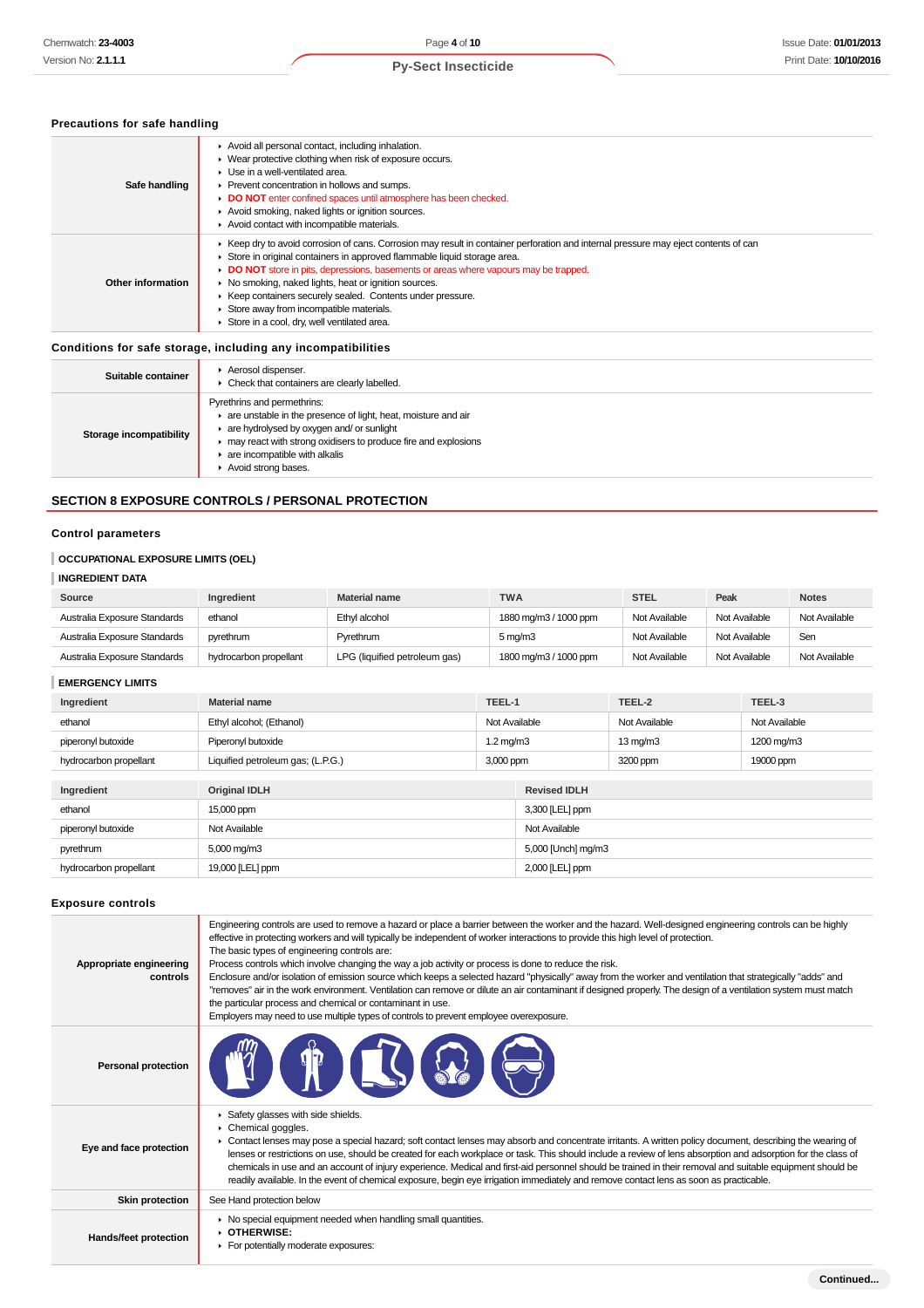### Precautions for safe handling

| | |
|---|---|
| **Safe handling** | - Avoid all personal contact, including inhalation.<br>- Wear protective clothing when risk of exposure occurs.<br>- Use in a well-ventilated area.<br>- Prevent concentration in hollows and sumps.<br>- **DO NOT** enter confined spaces until atmosphere has been checked.<br>- Avoid smoking, naked lights or ignition sources.<br>- Avoid contact with incompatible materials. |
| **Other information** | - Keep dry to avoid corrosion of cans. Corrosion may result in container perforation and internal pressure may eject contents of can<br>- Store in original containers in approved flammable liquid storage area.<br>- **DO NOT** store in pits, depressions, basements or areas where vapours may be trapped.<br>- No smoking, naked lights, heat or ignition sources.<br>- Keep containers securely sealed. Contents under pressure.<br>- Store away from incompatible materials.<br>- Store in a cool, dry, well ventilated area. |

### Conditions for safe storage, including any incompatibilities

| | |
|---|---|
| **Suitable container** | - Aerosol dispenser.<br>- Check that containers are clearly labelled. |
| **Storage incompatibility** | Pyrethrins and permethrins:<br>- are unstable in the presence of light, heat, moisture and air<br>- are hydrolysed by oxygen and/ or sunlight<br>- may react with strong oxidisers to produce fire and explosions<br>- are incompatible with alkalis<br>- Avoid strong bases. |

## SECTION 8 EXPOSURE CONTROLS / PERSONAL PROTECTION

### Control parameters

**OCCUPATIONAL EXPOSURE LIMITS (OEL)**

**INGREDIENT DATA**

| Source | Ingredient | Material name | TWA | STEL | Peak | Notes |
|---|---|---|---|---|---|---|
| Australia Exposure Standards | ethanol | Ethyl alcohol | 1880 mg/m3 / 1000 ppm | Not Available | Not Available | Not Available |
| Australia Exposure Standards | pyrethrum | Pyrethrum | 5 mg/m3 | Not Available | Not Available | Sen |
| Australia Exposure Standards | hydrocarbon propellant | LPG (liquified petroleum gas) | 1800 mg/m3 / 1000 ppm | Not Available | Not Available | Not Available |

**EMERGENCY LIMITS**

| Ingredient | Material name | TEEL-1 | TEEL-2 | TEEL-3 |
|---|---|---|---|---|
| ethanol | Ethyl alcohol; (Ethanol) | Not Available | Not Available | Not Available |
| piperonyl butoxide | Piperonyl butoxide | 1.2 mg/m3 | 13 mg/m3 | 1200 mg/m3 |
| hydrocarbon propellant | Liquified petroleum gas; (L.P.G.) | 3,000 ppm | 3200 ppm | 19000 ppm |

| Ingredient | Original IDLH | Revised IDLH |
|---|---|---|
| ethanol | 15,000 ppm | 3,300 [LEL] ppm |
| piperonyl butoxide | Not Available | Not Available |
| pyrethrum | 5,000 mg/m3 | 5,000 [Unch] mg/m3 |
| hydrocarbon propellant | 19,000 [LEL] ppm | 2,000 [LEL] ppm |

### Exposure controls

| | |
|---|---|
| **Appropriate engineering controls** | Engineering controls are used to remove a hazard or place a barrier between the worker and the hazard. Well-designed engineering controls can be highly effective in protecting workers and will typically be independent of worker interactions to provide this high level of protection.<br>The basic types of engineering controls are:<br>Process controls which involve changing the way a job activity or process is done to reduce the risk.<br>Enclosure and/or isolation of emission source which keeps a selected hazard "physically" away from the worker and ventilation that strategically "adds" and "removes" air in the work environment. Ventilation can remove or dilute an air contaminant if designed properly. The design of a ventilation system must match the particular process and chemical or contaminant in use.<br>Employers may need to use multiple types of controls to prevent employee overexposure. |
| **Personal protection** | |
| **Eye and face protection** | - Safety glasses with side shields.<br>- Chemical goggles.<br>- Contact lenses may pose a special hazard; soft contact lenses may absorb and concentrate irritants. A written policy document, describing the wearing of lenses or restrictions on use, should be created for each workplace or task. This should include a review of lens absorption and adsorption for the class of chemicals in use and an account of injury experience. Medical and first-aid personnel should be trained in their removal and suitable equipment should be readily available. In the event of chemical exposure, begin eye irrigation immediately and remove contact lens as soon as practicable. |
| **Skin protection** | See Hand protection below |
| **Hands/feet protection** | - No special equipment needed when handling small quantities.<br>- **OTHERWISE:**<br>- For potentially moderate exposures: |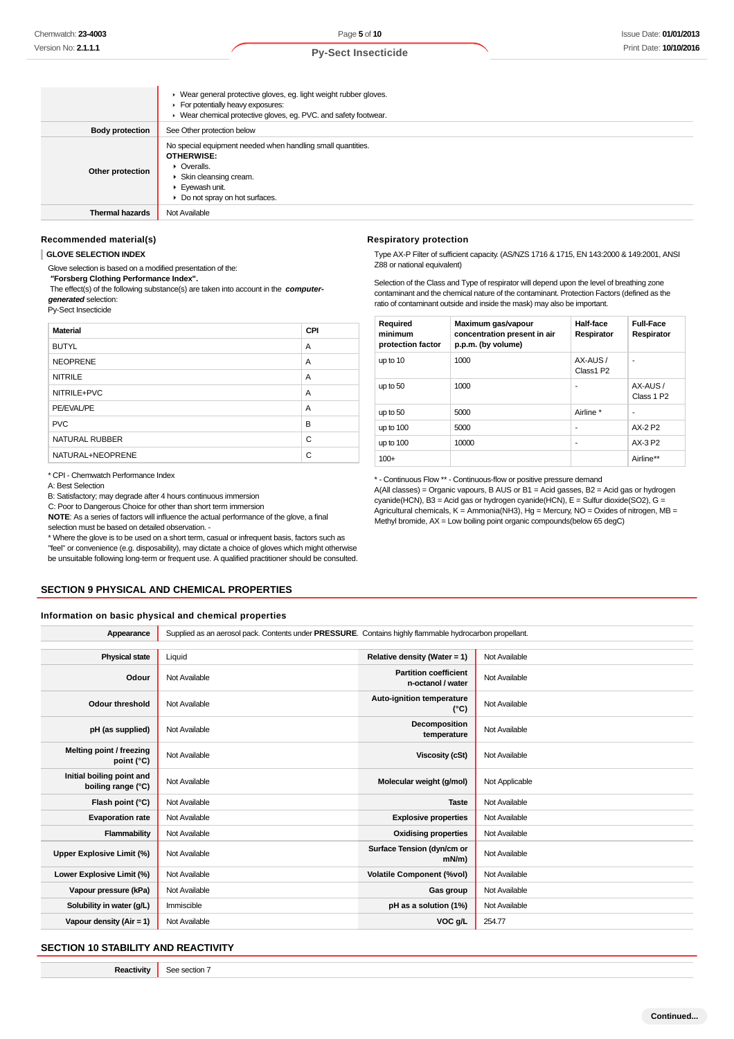| | |
|---|---|
| | ▸ Wear general protective gloves, eg. light weight rubber gloves.<br>▸ For potentially heavy exposures:<br>▸ Wear chemical protective gloves, eg. PVC. and safety footwear. |
| **Body protection** | See Other protection below |
| **Other protection** | No special equipment needed when handling small quantities.<br>**OTHERWISE:**<br>▸ Overalls.<br>▸ Skin cleansing cream.<br>▸ Eyewash unit.<br>▸ Do not spray on hot surfaces. |
| **Thermal hazards** | Not Available |

### Recommended material(s)

**GLOVE SELECTION INDEX**

Glove selection is based on a modified presentation of the:
**"Forsberg Clothing Performance Index".**
The effect(s) of the following substance(s) are taken into account in the ***computer-generated*** selection:
Py-Sect Insecticide

| Material | CPI |
|---|---|
| BUTYL | A |
| NEOPRENE | A |
| NITRILE | A |
| NITRILE+PVC | A |
| PE/EVAL/PE | A |
| PVC | B |
| NATURAL RUBBER | C |
| NATURAL+NEOPRENE | C |

\* CPI - Chemwatch Performance Index
A: Best Selection
B: Satisfactory; may degrade after 4 hours continuous immersion
C: Poor to Dangerous Choice for other than short term immersion
**NOTE**: As a series of factors will influence the actual performance of the glove, a final selection must be based on detailed observation. -
\* Where the glove is to be used on a short term, casual or infrequent basis, factors such as "feel" or convenience (e.g. disposability), may dictate a choice of gloves which might otherwise be unsuitable following long-term or frequent use. A qualified practitioner should be consulted.

### Respiratory protection

Type AX-P Filter of sufficient capacity. (AS/NZS 1716 & 1715, EN 143:2000 & 149:2001, ANSI Z88 or national equivalent)

Selection of the Class and Type of respirator will depend upon the level of breathing zone contaminant and the chemical nature of the contaminant. Protection Factors (defined as the ratio of contaminant outside and inside the mask) may also be important.

| Required minimum protection factor | Maximum gas/vapour concentration present in air p.p.m. (by volume) | Half-face Respirator | Full-Face Respirator |
|---|---|---|---|
| up to 10 | 1000 | AX-AUS / Class1 P2 | - |
| up to 50 | 1000 | - | AX-AUS / Class 1 P2 |
| up to 50 | 5000 | Airline * | - |
| up to 100 | 5000 | - | AX-2 P2 |
| up to 100 | 10000 | - | AX-3 P2 |
| 100+ | | | Airline** |

\* - Continuous Flow ** - Continuous-flow or positive pressure demand
A(All classes) = Organic vapours, B AUS or B1 = Acid gasses, B2 = Acid gas or hydrogen cyanide(HCN), B3 = Acid gas or hydrogen cyanide(HCN), E = Sulfur dioxide(SO2), G = Agricultural chemicals, K = Ammonia(NH3), Hg = Mercury, NO = Oxides of nitrogen, MB = Methyl bromide, AX = Low boiling point organic compounds(below 65 degC)

## SECTION 9 PHYSICAL AND CHEMICAL PROPERTIES

### Information on basic physical and chemical properties

| | | | |
|---|---|---|---|
| **Appearance** | Supplied as an aerosol pack. Contents under **PRESSURE**. Contains highly flammable hydrocarbon propellant. | | |
| **Physical state** | Liquid | **Relative density (Water = 1)** | Not Available |
| **Odour** | Not Available | **Partition coefficient n-octanol / water** | Not Available |
| **Odour threshold** | Not Available | **Auto-ignition temperature (°C)** | Not Available |
| **pH (as supplied)** | Not Available | **Decomposition temperature** | Not Available |
| **Melting point / freezing point (°C)** | Not Available | **Viscosity (cSt)** | Not Available |
| **Initial boiling point and boiling range (°C)** | Not Available | **Molecular weight (g/mol)** | Not Applicable |
| **Flash point (°C)** | Not Available | **Taste** | Not Available |
| **Evaporation rate** | Not Available | **Explosive properties** | Not Available |
| **Flammability** | Not Available | **Oxidising properties** | Not Available |
| **Upper Explosive Limit (%)** | Not Available | **Surface Tension (dyn/cm or mN/m)** | Not Available |
| **Lower Explosive Limit (%)** | Not Available | **Volatile Component (%vol)** | Not Available |
| **Vapour pressure (kPa)** | Not Available | **Gas group** | Not Available |
| **Solubility in water (g/L)** | Immiscible | **pH as a solution (1%)** | Not Available |
| **Vapour density (Air = 1)** | Not Available | **VOC g/L** | 254.77 |

## SECTION 10 STABILITY AND REACTIVITY

| | |
|---|---|
| **Reactivity** | See section 7 |

Continued...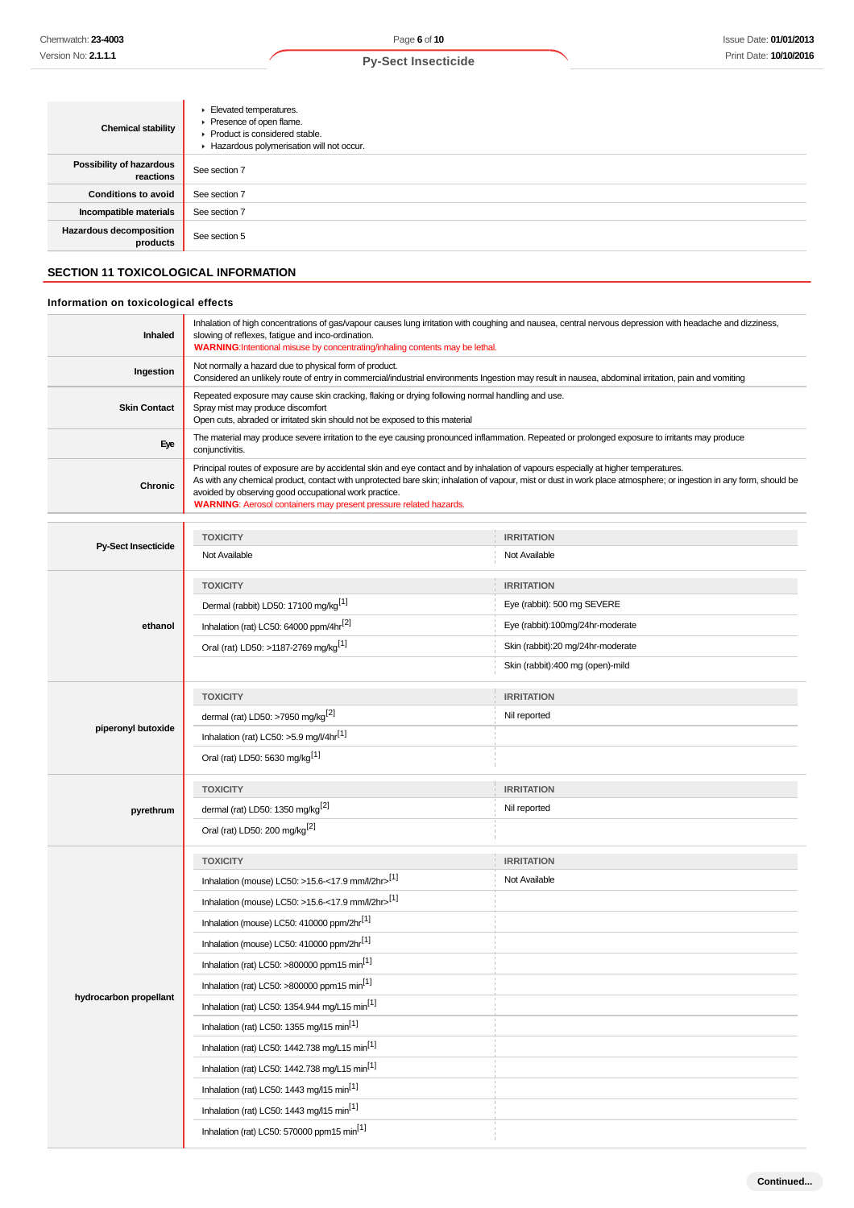| | |
|---|---|
| **Chemical stability** | - Elevated temperatures.<br>- Presence of open flame.<br>- Product is considered stable.<br>- Hazardous polymerisation will not occur. |
| **Possibility of hazardous reactions** | See section 7 |
| **Conditions to avoid** | See section 7 |
| **Incompatible materials** | See section 7 |
| **Hazardous decomposition products** | See section 5 |

## SECTION 11 TOXICOLOGICAL INFORMATION

### Information on toxicological effects

| | |
|---|---|
| **Inhaled** | Inhalation of high concentrations of gas/vapour causes lung irritation with coughing and nausea, central nervous depression with headache and dizziness, slowing of reflexes, fatigue and inco-ordination.<br>**WARNING**:Intentional misuse by concentrating/inhaling contents may be lethal. |
| **Ingestion** | Not normally a hazard due to physical form of product.<br>Considered an unlikely route of entry in commercial/industrial environments Ingestion may result in nausea, abdominal irritation, pain and vomiting |
| **Skin Contact** | Repeated exposure may cause skin cracking, flaking or drying following normal handling and use.<br>Spray mist may produce discomfort<br>Open cuts, abraded or irritated skin should not be exposed to this material |
| **Eye** | The material may produce severe irritation to the eye causing pronounced inflammation. Repeated or prolonged exposure to irritants may produce conjunctivitis. |
| **Chronic** | Principal routes of exposure are by accidental skin and eye contact and by inhalation of vapours especially at higher temperatures.<br>As with any chemical product, contact with unprotected bare skin; inhalation of vapour, mist or dust in work place atmosphere; or ingestion in any form, should be avoided by observing good occupational work practice.<br>**WARNING**: Aerosol containers may present pressure related hazards. |

| | TOXICITY | IRRITATION |
|---|---|---|
| **Py-Sect Insecticide** | Not Available | Not Available |
| **ethanol** | Dermal (rabbit) LD50: 17100 mg/kg[1] | Eye (rabbit): 500 mg SEVERE |
| | Inhalation (rat) LC50: 64000 ppm/4hr[2] | Eye (rabbit):100mg/24hr-moderate |
| | Oral (rat) LD50: >1187-2769 mg/kg[1] | Skin (rabbit):20 mg/24hr-moderate |
| | | Skin (rabbit):400 mg (open)-mild |
| **piperonyl butoxide** | dermal (rat) LD50: >7950 mg/kg[2] | Nil reported |
| | Inhalation (rat) LC50: >5.9 mg/l/4hr[1] | |
| | Oral (rat) LD50: 5630 mg/kg[1] | |
| **pyrethrum** | dermal (rat) LD50: 1350 mg/kg[2] | Nil reported |
| | Oral (rat) LD50: 200 mg/kg[2] | |
| **hydrocarbon propellant** | Inhalation (mouse) LC50: >15.6-<17.9 mm/l/2hr>[1] | Not Available |
| | Inhalation (mouse) LC50: >15.6-<17.9 mm/l/2hr>[1] | |
| | Inhalation (mouse) LC50: 410000 ppm/2hr[1] | |
| | Inhalation (mouse) LC50: 410000 ppm/2hr[1] | |
| | Inhalation (rat) LC50: >800000 ppm15 min[1] | |
| | Inhalation (rat) LC50: >800000 ppm15 min[1] | |
| | Inhalation (rat) LC50: 1354.944 mg/L15 min[1] | |
| | Inhalation (rat) LC50: 1355 mg/l15 min[1] | |
| | Inhalation (rat) LC50: 1442.738 mg/L15 min[1] | |
| | Inhalation (rat) LC50: 1442.738 mg/L15 min[1] | |
| | Inhalation (rat) LC50: 1443 mg/l15 min[1] | |
| | Inhalation (rat) LC50: 1443 mg/l15 min[1] | |
| | Inhalation (rat) LC50: 570000 ppm15 min[1] | |

Continued...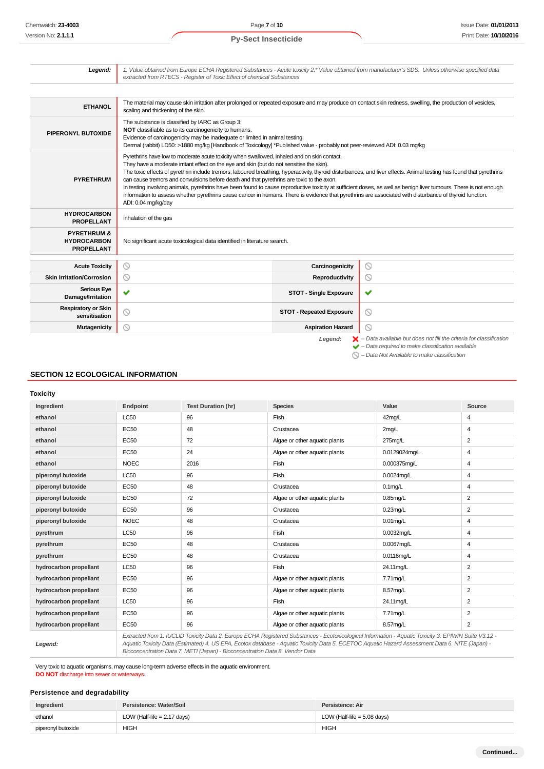| | |
|---|---|
| **Legend:** | *1. Value obtained from Europe ECHA Registered Substances - Acute toxicity 2.\* Value obtained from manufacturer's SDS. Unless otherwise specified data extracted from RTECS - Register of Toxic Effect of chemical Substances* |

| | |
|---|---|
| **ETHANOL** | The material may cause skin irritation after prolonged or repeated exposure and may produce on contact skin redness, swelling, the production of vesicles, scaling and thickening of the skin. |
| **PIPERONYL BUTOXIDE** | The substance is classified by IARC as Group 3: **NOT** classifiable as to its carcinogenicity to humans. Evidence of carcinogenicity may be inadequate or limited in animal testing. Dermal (rabbit) LD50: >1880 mg/kg [Handbook of Toxicology] \*Published value - probably not peer-reviewed ADI: 0.03 mg/kg |
| **PYRETHRUM** | Pyrethrins have low to moderate acute toxicity when swallowed, inhaled and on skin contact. They have a moderate irritant effect on the eye and skin (but do not sensitise the skin). The toxic effects of pyrethrin include tremors, laboured breathing, hyperactivity, thyroid disturbances, and liver effects. Animal testing has found that pyrethrins can cause tremors and convulsions before death and that pyrethrins are toxic to the axon. In testing involving animals, pyrethrins have been found to cause reproductive toxicity at sufficient doses, as well as benign liver tumours. There is not enough information to assess whether pyrethrins cause cancer in humans. There is evidence that pyrethrins are associated with disturbance of thyroid function. ADI: 0.04 mg/kg/day |
| **HYDROCARBON PROPELLANT** | inhalation of the gas |
| **PYRETHRUM & HYDROCARBON PROPELLANT** | No significant acute toxicological data identified in literature search. |

| | | | |
|---|---|---|---|
| **Acute Toxicity** | ⃠ | **Carcinogenicity** | ⃠ |
| **Skin Irritation/Corrosion** | ⃠ | **Reproductivity** | ⃠ |
| **Serious Eye Damage/Irritation** | ✔ | **STOT - Single Exposure** | ✔ |
| **Respiratory or Skin sensitisation** | ⃠ | **STOT - Repeated Exposure** | ⃠ |
| **Mutagenicity** | ⃠ | **Aspiration Hazard** | ⃠ |

*Legend:*
✘ – *Data available but does not fill the criteria for classification*
✔ – *Data required to make classification available*
⃠ – *Data Not Available to make classification*

## SECTION 12 ECOLOGICAL INFORMATION

### Toxicity

| Ingredient | Endpoint | Test Duration (hr) | Species | Value | Source |
|---|---|---|---|---|---|
| **ethanol** | LC50 | 96 | Fish | 42mg/L | 4 |
| **ethanol** | EC50 | 48 | Crustacea | 2mg/L | 4 |
| **ethanol** | EC50 | 72 | Algae or other aquatic plants | 275mg/L | 2 |
| **ethanol** | EC50 | 24 | Algae or other aquatic plants | 0.0129024mg/L | 4 |
| **ethanol** | NOEC | 2016 | Fish | 0.000375mg/L | 4 |
| **piperonyl butoxide** | LC50 | 96 | Fish | 0.0024mg/L | 4 |
| **piperonyl butoxide** | EC50 | 48 | Crustacea | 0.1mg/L | 4 |
| **piperonyl butoxide** | EC50 | 72 | Algae or other aquatic plants | 0.85mg/L | 2 |
| **piperonyl butoxide** | EC50 | 96 | Crustacea | 0.23mg/L | 2 |
| **piperonyl butoxide** | NOEC | 48 | Crustacea | 0.01mg/L | 4 |
| **pyrethrum** | LC50 | 96 | Fish | 0.0032mg/L | 4 |
| **pyrethrum** | EC50 | 48 | Crustacea | 0.0067mg/L | 4 |
| **pyrethrum** | EC50 | 48 | Crustacea | 0.0116mg/L | 4 |
| **hydrocarbon propellant** | LC50 | 96 | Fish | 24.11mg/L | 2 |
| **hydrocarbon propellant** | EC50 | 96 | Algae or other aquatic plants | 7.71mg/L | 2 |
| **hydrocarbon propellant** | EC50 | 96 | Algae or other aquatic plants | 8.57mg/L | 2 |
| **hydrocarbon propellant** | LC50 | 96 | Fish | 24.11mg/L | 2 |
| **hydrocarbon propellant** | EC50 | 96 | Algae or other aquatic plants | 7.71mg/L | 2 |
| **hydrocarbon propellant** | EC50 | 96 | Algae or other aquatic plants | 8.57mg/L | 2 |
| ***Legend:*** | *Extracted from 1. IUCLID Toxicity Data 2. Europe ECHA Registered Substances - Ecotoxicological Information - Aquatic Toxicity 3. EPIWIN Suite V3.12 - Aquatic Toxicity Data (Estimated) 4. US EPA, Ecotox database - Aquatic Toxicity Data 5. ECETOC Aquatic Hazard Assessment Data 6. NITE (Japan) - Bioconcentration Data 7. METI (Japan) - Bioconcentration Data 8. Vendor Data* | | | | |

Very toxic to aquatic organisms, may cause long-term adverse effects in the aquatic environment.
**DO NOT** discharge into sewer or waterways.

### Persistence and degradability

| Ingredient | Persistence: Water/Soil | Persistence: Air |
|---|---|---|
| ethanol | LOW (Half-life = 2.17 days) | LOW (Half-life = 5.08 days) |
| piperonyl butoxide | HIGH | HIGH |

**Continued...**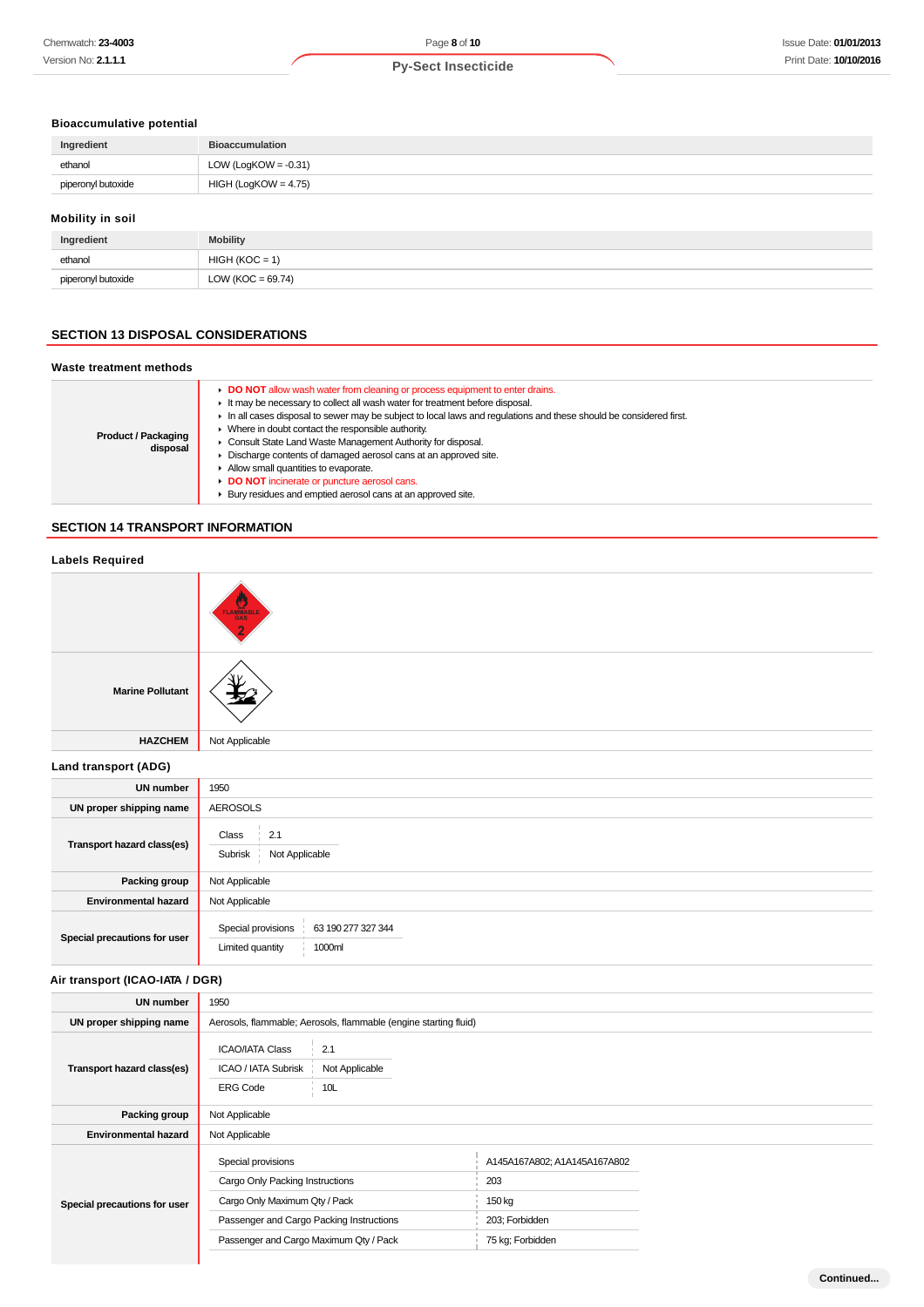### Bioaccumulative potential

| Ingredient | Bioaccumulation |
|---|---|
| ethanol | LOW (LogKOW = -0.31) |
| piperonyl butoxide | HIGH (LogKOW = 4.75) |

### Mobility in soil

| Ingredient | Mobility |
|---|---|
| ethanol | HIGH (KOC = 1) |
| piperonyl butoxide | LOW (KOC = 69.74) |

## SECTION 13 DISPOSAL CONSIDERATIONS

### Waste treatment methods

| | |
|---|---|
| **Product / Packaging disposal** | ▸ **DO NOT** allow wash water from cleaning or process equipment to enter drains.<br>▸ It may be necessary to collect all wash water for treatment before disposal.<br>▸ In all cases disposal to sewer may be subject to local laws and regulations and these should be considered first.<br>▸ Where in doubt contact the responsible authority.<br>▸ Consult State Land Waste Management Authority for disposal.<br>▸ Discharge contents of damaged aerosol cans at an approved site.<br>▸ Allow small quantities to evaporate.<br>▸ **DO NOT** incinerate or puncture aerosol cans.<br>▸ Bury residues and emptied aerosol cans at an approved site. |

## SECTION 14 TRANSPORT INFORMATION

### Labels Required

| | |
|---|---|
| | FLAMMABLE GAS 2 |
| **Marine Pollutant** | |
| **HAZCHEM** | Not Applicable |

### Land transport (ADG)

| | |
|---|---|
| **UN number** | 1950 |
| **UN proper shipping name** | AEROSOLS |
| **Transport hazard class(es)** | Class: 2.1<br>Subrisk: Not Applicable |
| **Packing group** | Not Applicable |
| **Environmental hazard** | Not Applicable |
| **Special precautions for user** | Special provisions: 63 190 277 327 344<br>Limited quantity: 1000ml |

### Air transport (ICAO-IATA / DGR)

| | |
|---|---|
| **UN number** | 1950 |
| **UN proper shipping name** | Aerosols, flammable; Aerosols, flammable (engine starting fluid) |
| **Transport hazard class(es)** | ICAO/IATA Class: 2.1<br>ICAO / IATA Subrisk: Not Applicable<br>ERG Code: 10L |
| **Packing group** | Not Applicable |
| **Environmental hazard** | Not Applicable |
| **Special precautions for user** | Special provisions: A145A167A802; A1A145A167A802<br>Cargo Only Packing Instructions: 203<br>Cargo Only Maximum Qty / Pack: 150 kg<br>Passenger and Cargo Packing Instructions: 203; Forbidden<br>Passenger and Cargo Maximum Qty / Pack: 75 kg; Forbidden |

Continued...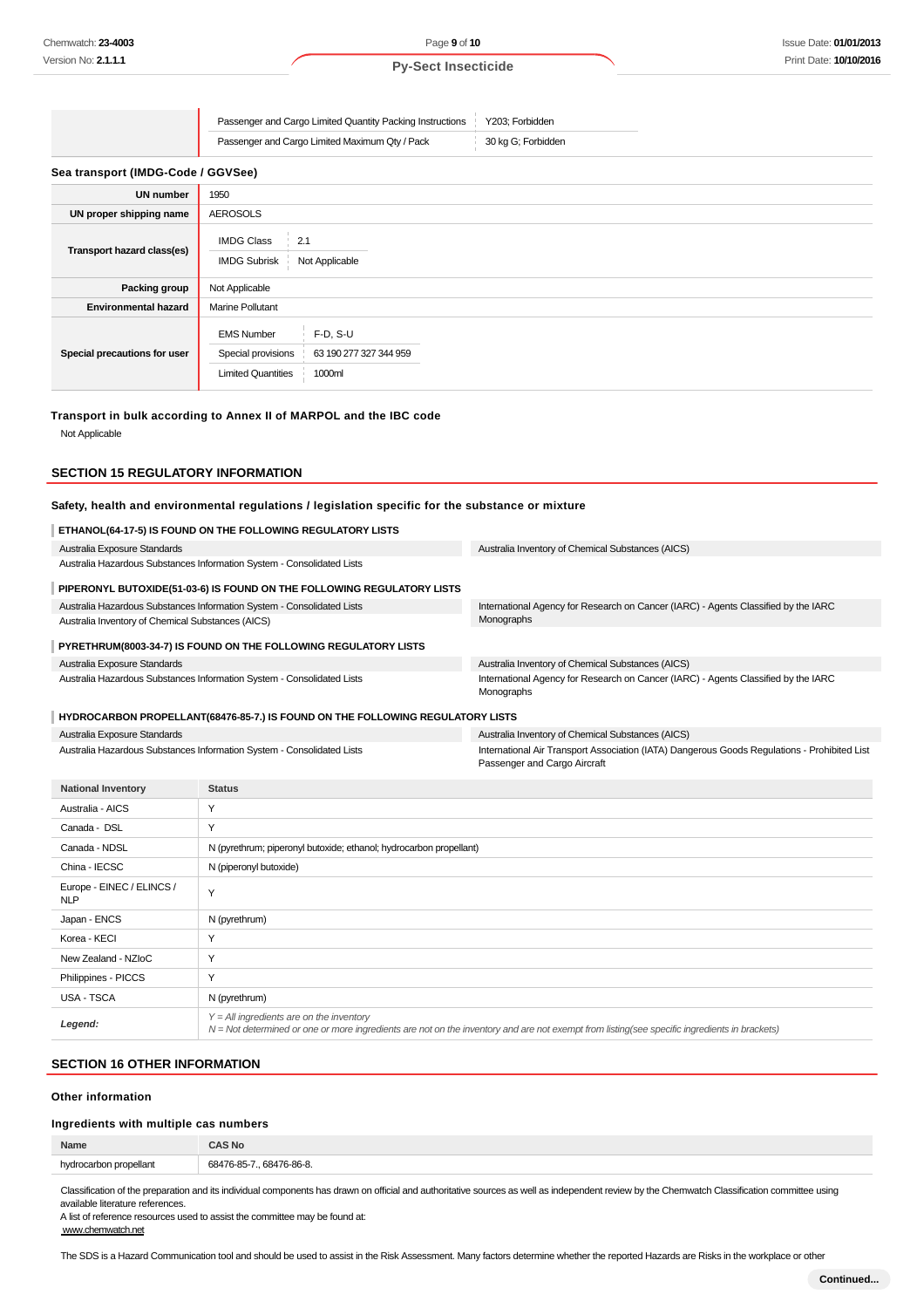| | | |
|---|---|---|
| | Passenger and Cargo Limited Quantity Packing Instructions | Y203; Forbidden |
| | Passenger and Cargo Limited Maximum Qty / Pack | 30 kg G; Forbidden |

**Sea transport (IMDG-Code / GGVSee)**

| | |
|---|---|
| **UN number** | 1950 |
| **UN proper shipping name** | AEROSOLS |
| **Transport hazard class(es)** | IMDG Class: 2.1<br>IMDG Subrisk: Not Applicable |
| **Packing group** | Not Applicable |
| **Environmental hazard** | Marine Pollutant |
| **Special precautions for user** | EMS Number: F-D, S-U<br>Special provisions: 63 190 277 327 344 959<br>Limited Quantities: 1000ml |

**Transport in bulk according to Annex II of MARPOL and the IBC code**

Not Applicable

## SECTION 15 REGULATORY INFORMATION

**Safety, health and environmental regulations / legislation specific for the substance or mixture**

**ETHANOL(64-17-5) IS FOUND ON THE FOLLOWING REGULATORY LISTS**

| | |
|---|---|
| Australia Exposure Standards | Australia Inventory of Chemical Substances (AICS) |
| Australia Hazardous Substances Information System - Consolidated Lists | |

**PIPERONYL BUTOXIDE(51-03-6) IS FOUND ON THE FOLLOWING REGULATORY LISTS**

| | |
|---|---|
| Australia Hazardous Substances Information System - Consolidated Lists | International Agency for Research on Cancer (IARC) - Agents Classified by the IARC Monographs |
| Australia Inventory of Chemical Substances (AICS) | |

**PYRETHRUM(8003-34-7) IS FOUND ON THE FOLLOWING REGULATORY LISTS**

| | |
|---|---|
| Australia Exposure Standards | Australia Inventory of Chemical Substances (AICS) |
| Australia Hazardous Substances Information System - Consolidated Lists | International Agency for Research on Cancer (IARC) - Agents Classified by the IARC Monographs |

**HYDROCARBON PROPELLANT(68476-85-7.) IS FOUND ON THE FOLLOWING REGULATORY LISTS**

| | |
|---|---|
| Australia Exposure Standards | Australia Inventory of Chemical Substances (AICS) |
| Australia Hazardous Substances Information System - Consolidated Lists | International Air Transport Association (IATA) Dangerous Goods Regulations - Prohibited List Passenger and Cargo Aircraft |

| National Inventory | Status |
|---|---|
| Australia - AICS | Y |
| Canada - DSL | Y |
| Canada - NDSL | N (pyrethrum; piperonyl butoxide; ethanol; hydrocarbon propellant) |
| China - IECSC | N (piperonyl butoxide) |
| Europe - EINEC / ELINCS / NLP | Y |
| Japan - ENCS | N (pyrethrum) |
| Korea - KECI | Y |
| New Zealand - NZIoC | Y |
| Philippines - PICCS | Y |
| USA - TSCA | N (pyrethrum) |
| ***Legend:*** | *Y = All ingredients are on the inventory*<br>*N = Not determined or one or more ingredients are not on the inventory and are not exempt from listing(see specific ingredients in brackets)* |

## SECTION 16 OTHER INFORMATION

**Other information**

**Ingredients with multiple cas numbers**

| Name | CAS No |
|---|---|
| hydrocarbon propellant | 68476-85-7., 68476-86-8. |

Classification of the preparation and its individual components has drawn on official and authoritative sources as well as independent review by the Chemwatch Classification committee using available literature references.
A list of reference resources used to assist the committee may be found at:
www.chemwatch.net

The SDS is a Hazard Communication tool and should be used to assist in the Risk Assessment. Many factors determine whether the reported Hazards are Risks in the workplace or other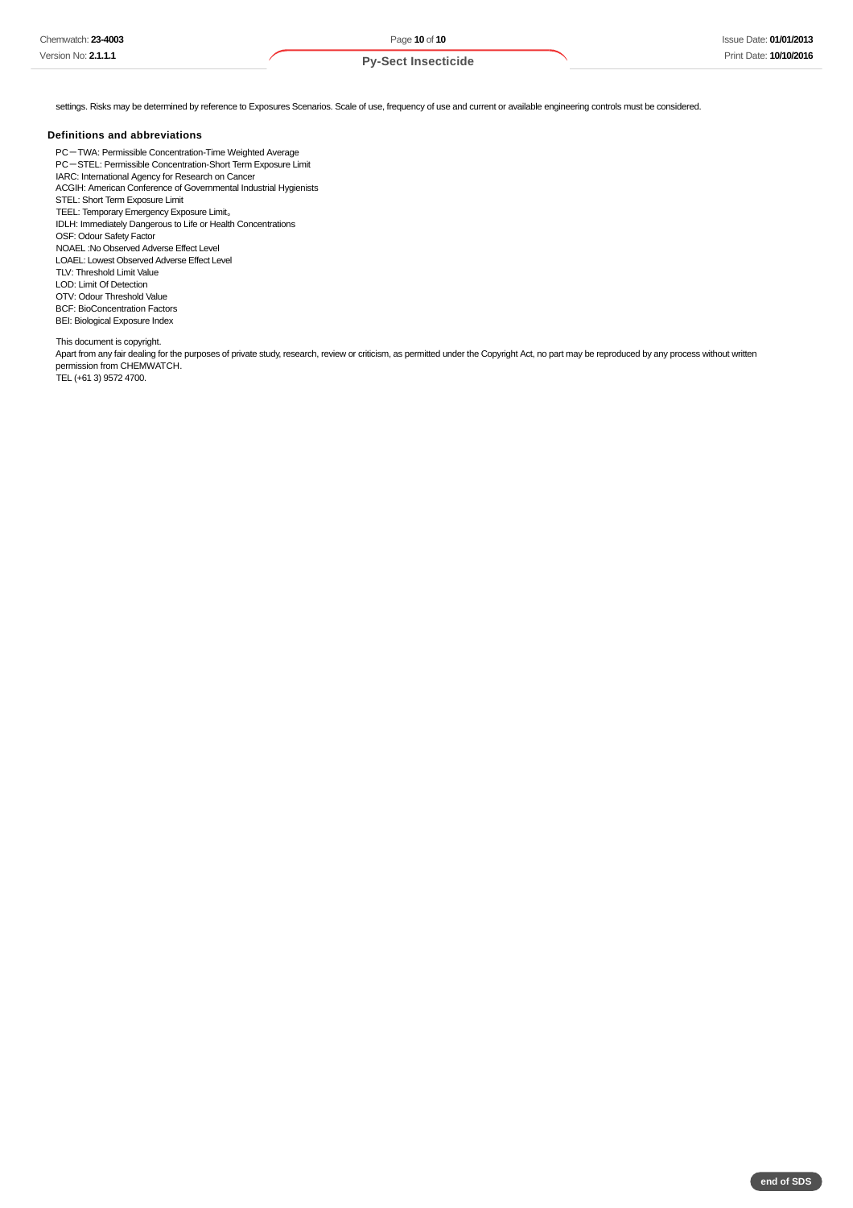settings. Risks may be determined by reference to Exposures Scenarios. Scale of use, frequency of use and current or available engineering controls must be considered.

### Definitions and abbreviations

PC－TWA: Permissible Concentration-Time Weighted Average
PC－STEL: Permissible Concentration-Short Term Exposure Limit
IARC: International Agency for Research on Cancer
ACGIH: American Conference of Governmental Industrial Hygienists
STEL: Short Term Exposure Limit
TEEL: Temporary Emergency Exposure Limit。
IDLH: Immediately Dangerous to Life or Health Concentrations
OSF: Odour Safety Factor
NOAEL :No Observed Adverse Effect Level
LOAEL: Lowest Observed Adverse Effect Level
TLV: Threshold Limit Value
LOD: Limit Of Detection
OTV: Odour Threshold Value
BCF: BioConcentration Factors
BEI: Biological Exposure Index

This document is copyright.
Apart from any fair dealing for the purposes of private study, research, review or criticism, as permitted under the Copyright Act, no part may be reproduced by any process without written permission from CHEMWATCH.
TEL (+61 3) 9572 4700.

**end of SDS**